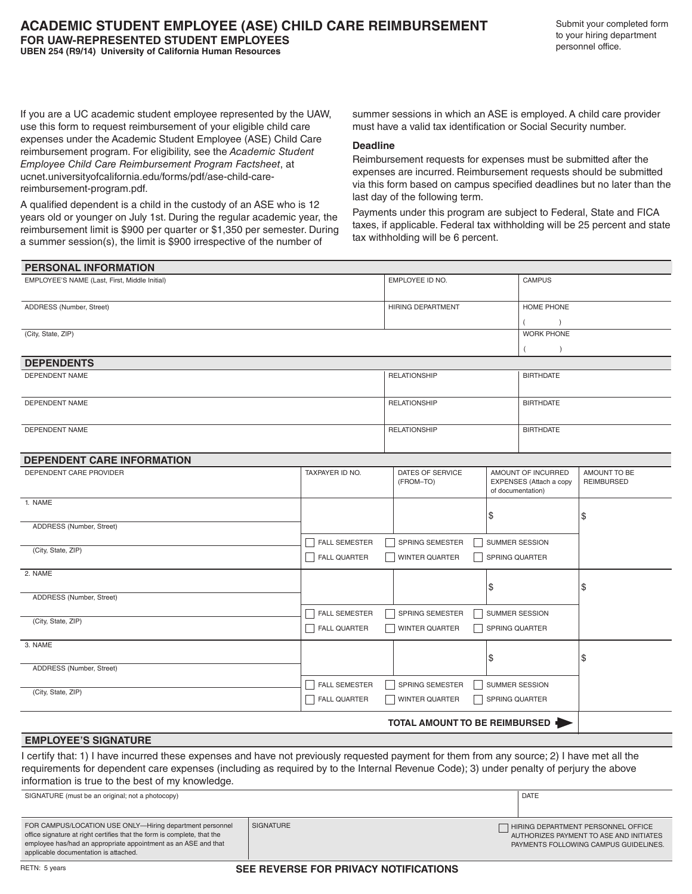# ACADEMIC STUDENT EMPLOYEE (ASE) CHILD CARE REIMBURSEMENT

**FOR UAW-REPRESENTED STUDENT EMPLOYEES**

**UBEN 254 (R9/14) University of California Human Resources**

Submit your completed form to your hiring department personnel office.

If you are a UC academic student employee represented by the UAW, use this form to request reimbursement of your eligible child care expenses under the Academic Student Employee (ASE) Child Care reimbursement program. For eligibility, see the *Academic Student Employee Child Care Reimbursement Program Factsheet*, at ucnet.universityofcalifornia.edu/forms/pdf/ase-child-care-reimbursement-program.pdf.

A qualified dependent is a child in the custody of an ASE who is 12 years old or younger on July 1st. During the regular academic year, the reimbursement limit is $900 per quarter or $1,350 per semester. During a summer session(s), the limit is $900 irrespective of the number of summer sessions in which an ASE is employed. A child care provider must have a valid tax identification or Social Security number.

**Deadline**

Reimbursement requests for expenses must be submitted after the expenses are incurred. Reimbursement requests should be submitted via this form based on campus specified deadlines but no later than the last day of the following term.

Payments under this program are subject to Federal, State and FICA taxes, if applicable. Federal tax withholding will be 25 percent and state tax withholding will be 6 percent.

## PERSONAL INFORMATION

| EMPLOYEE'S NAME (Last, First, Middle Initial) | EMPLOYEE ID NO. | CAMPUS |
|---|---|---|
| ADDRESS (Number, Street) | HIRING DEPARTMENT | HOME PHONE ( ) |
| (City, State, ZIP) | | WORK PHONE ( ) |

## DEPENDENTS

| DEPENDENT NAME | RELATIONSHIP | BIRTHDATE |
|---|---|---|
| DEPENDENT NAME | RELATIONSHIP | BIRTHDATE |
| DEPENDENT NAME | RELATIONSHIP | BIRTHDATE |
| DEPENDENT NAME | RELATIONSHIP | BIRTHDATE |

## DEPENDENT CARE INFORMATION

| DEPENDENT CARE PROVIDER | TAXPAYER ID NO. | DATES OF SERVICE (FROM–TO) | AMOUNT OF INCURRED EXPENSES (Attach a copy of documentation) | AMOUNT TO BE REIMBURSED |
|---|---|---|---|---|
| 1. NAME<br>ADDRESS (Number, Street)<br>(City, State, ZIP) | | | $ | $ |
| | ☐ FALL SEMESTER<br>☐ FALL QUARTER | ☐ SPRING SEMESTER<br>☐ WINTER QUARTER | ☐ SUMMER SESSION<br>☐ SPRING QUARTER | |
| 2. NAME<br>ADDRESS (Number, Street)<br>(City, State, ZIP) | | | $ | $ |
| | ☐ FALL SEMESTER<br>☐ FALL QUARTER | ☐ SPRING SEMESTER<br>☐ WINTER QUARTER | ☐ SUMMER SESSION<br>☐ SPRING QUARTER | |
| 3. NAME<br>ADDRESS (Number, Street)<br>(City, State, ZIP) | | | $ | $ |
| | ☐ FALL SEMESTER<br>☐ FALL QUARTER | ☐ SPRING SEMESTER<br>☐ WINTER QUARTER | ☐ SUMMER SESSION<br>☐ SPRING QUARTER | |
| | | | **TOTAL AMOUNT TO BE REIMBURSED** | |

## EMPLOYEE'S SIGNATURE

I certify that: 1) I have incurred these expenses and have not previously requested payment for them from any source; 2) I have met all the requirements for dependent care expenses (including as required by to the Internal Revenue Code); 3) under penalty of perjury the above information is true to the best of my knowledge.

| SIGNATURE (must be an original; not a photocopy) | DATE |
|---|---|
| | |

| FOR CAMPUS/LOCATION USE ONLY—Hiring department personnel office signature at right certifies that the form is complete, that the employee has/had an appropriate appointment as an ASE and that applicable documentation is attached. | SIGNATURE | ☐ HIRING DEPARTMENT PERSONNEL OFFICE AUTHORIZES PAYMENT TO ASE AND INITIATES PAYMENTS FOLLOWING CAMPUS GUIDELINES. |
|---|---|---|

RETN: 5 years

**SEE REVERSE FOR PRIVACY NOTIFICATIONS**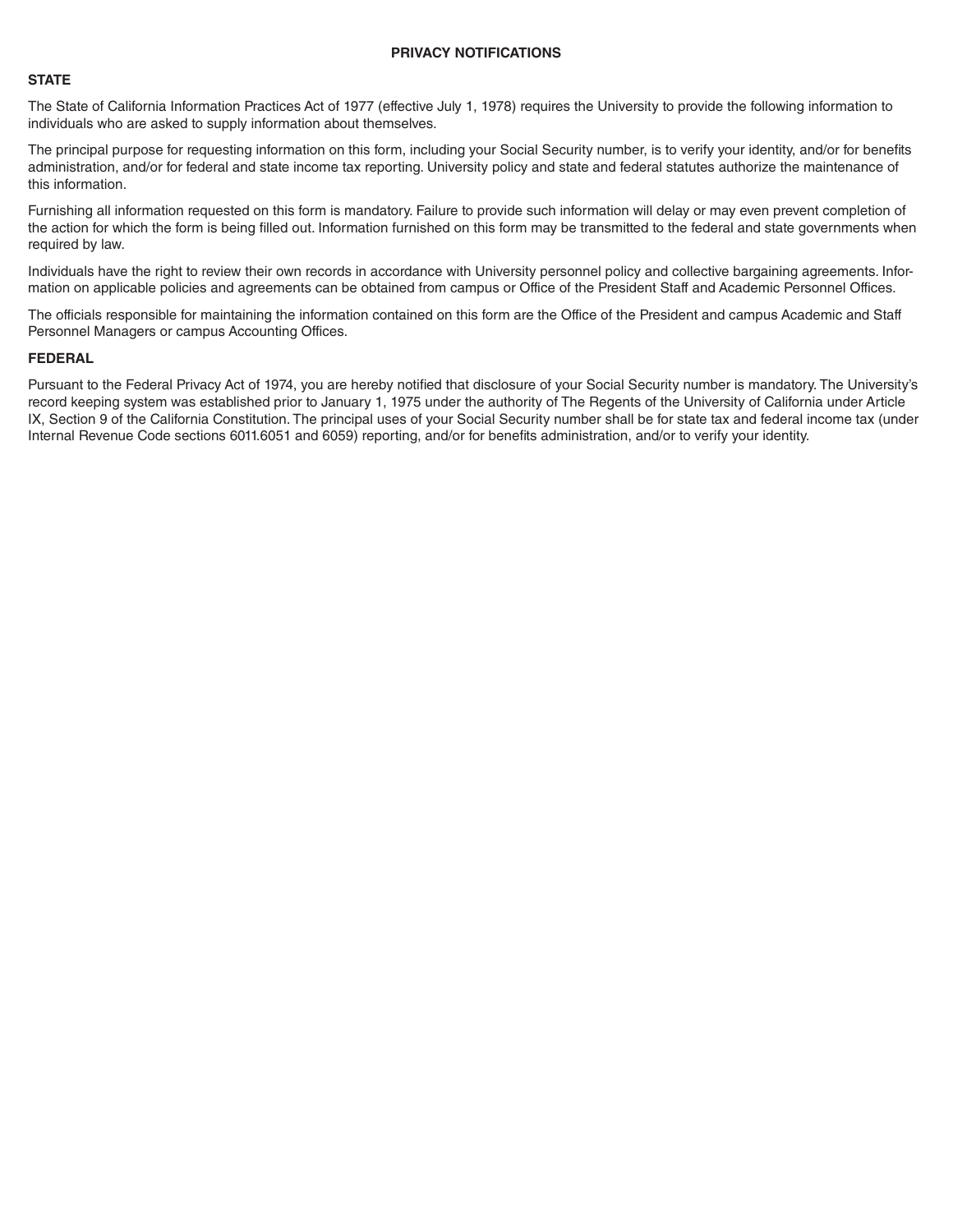# PRIVACY NOTIFICATIONS

## STATE

The State of California Information Practices Act of 1977 (effective July 1, 1978) requires the University to provide the following information to individuals who are asked to supply information about themselves.

The principal purpose for requesting information on this form, including your Social Security number, is to verify your identity, and/or for benefits administration, and/or for federal and state income tax reporting. University policy and state and federal statutes authorize the maintenance of this information.

Furnishing all information requested on this form is mandatory. Failure to provide such information will delay or may even prevent completion of the action for which the form is being filled out. Information furnished on this form may be transmitted to the federal and state governments when required by law.

Individuals have the right to review their own records in accordance with University personnel policy and collective bargaining agreements. Information on applicable policies and agreements can be obtained from campus or Office of the President Staff and Academic Personnel Offices.

The officials responsible for maintaining the information contained on this form are the Office of the President and campus Academic and Staff Personnel Managers or campus Accounting Offices.

## FEDERAL

Pursuant to the Federal Privacy Act of 1974, you are hereby notified that disclosure of your Social Security number is mandatory. The University's record keeping system was established prior to January 1, 1975 under the authority of The Regents of the University of California under Article IX, Section 9 of the California Constitution. The principal uses of your Social Security number shall be for state tax and federal income tax (under Internal Revenue Code sections 6011.6051 and 6059) reporting, and/or for benefits administration, and/or to verify your identity.